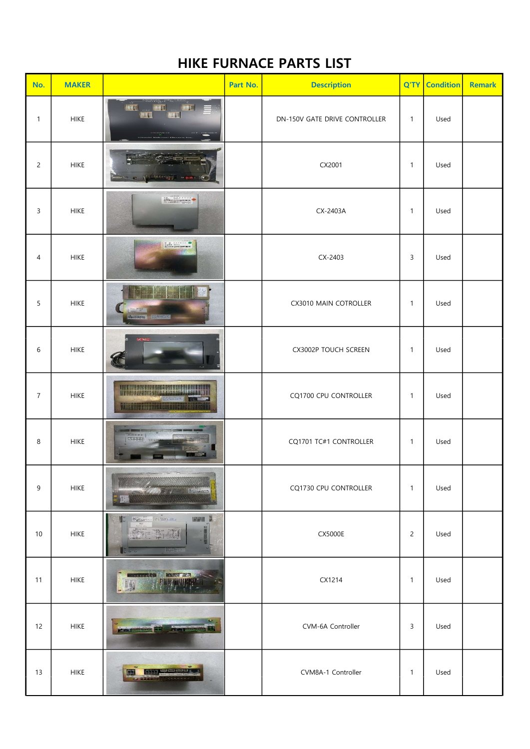# HIKE FURNACE PARTS LIST

| No. | MAKER | | Part No. | Description | Q'TY | Condition | Remark |
|---|---|---|---|---|---|---|---|
| 1 | HIKE | | | DN-150V GATE DRIVE CONTROLLER | 1 | Used | |
| 2 | HIKE | | | CX2001 | 1 | Used | |
| 3 | HIKE | | | CX-2403A | 1 | Used | |
| 4 | HIKE | | | CX-2403 | 3 | Used | |
| 5 | HIKE | | | CX3010 MAIN COTROLLER | 1 | Used | |
| 6 | HIKE | | | CX3002P TOUCH SCREEN | 1 | Used | |
| 7 | HIKE | | | CQ1700 CPU CONTROLLER | 1 | Used | |
| 8 | HIKE | | | CQ1701 TC#1 CONTROLLER | 1 | Used | |
| 9 | HIKE | | | CQ1730 CPU CONTROLLER | 1 | Used | |
| 10 | HIKE | | | CX5000E | 2 | Used | |
| 11 | HIKE | | | CX1214 | 1 | Used | |
| 12 | HIKE | | | CVM-6A Controller | 3 | Used | |
| 13 | HIKE | | | CVM8A-1 Controller | 1 | Used | |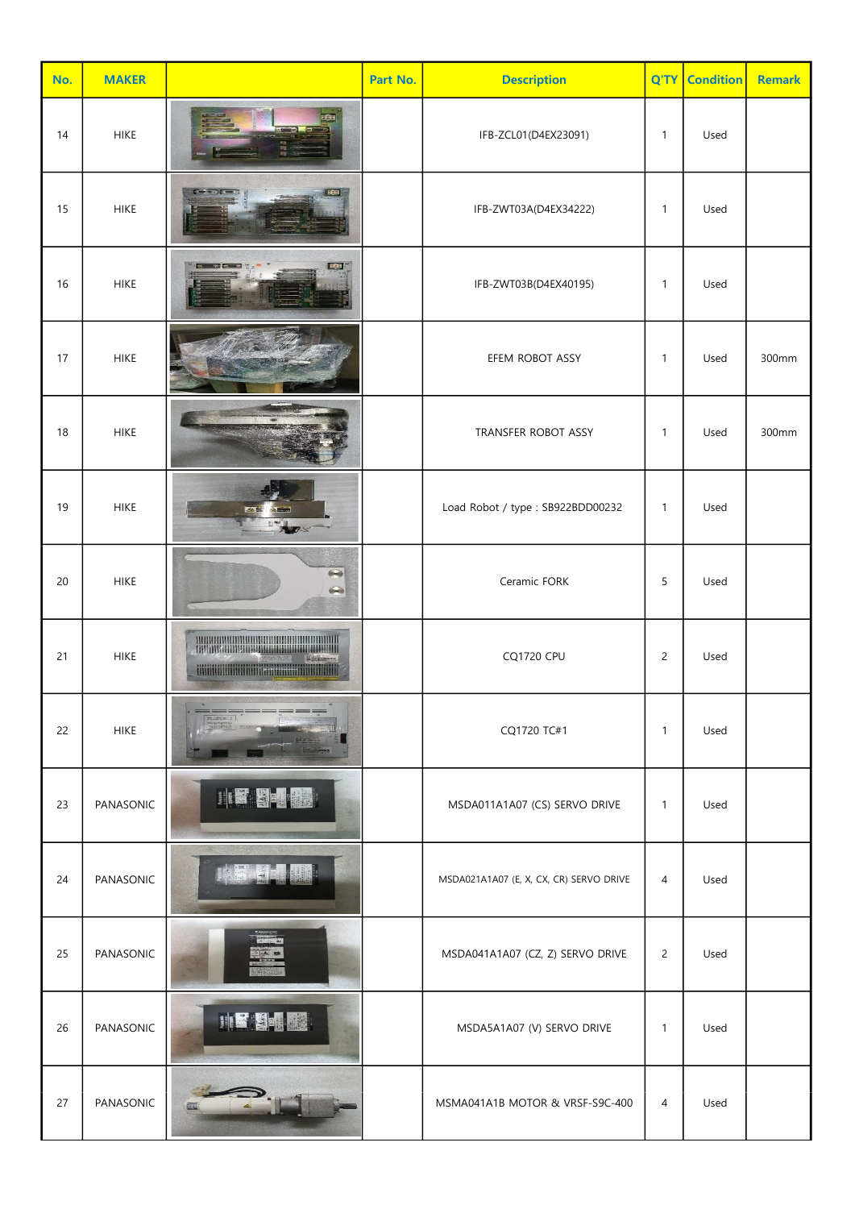| No. | MAKER | | Part No. | Description | Q'TY | Condition | Remark |
|---|---|---|---|---|---|---|---|
| 14 | HIKE | | | IFB-ZCL01(D4EX23091) | 1 | Used | |
| 15 | HIKE | | | IFB-ZWT03A(D4EX34222) | 1 | Used | |
| 16 | HIKE | | | IFB-ZWT03B(D4EX40195) | 1 | Used | |
| 17 | HIKE | | | EFEM ROBOT ASSY | 1 | Used | 300mm |
| 18 | HIKE | | | TRANSFER ROBOT ASSY | 1 | Used | 300mm |
| 19 | HIKE | | | Load Robot / type : SB922BDD00232 | 1 | Used | |
| 20 | HIKE | | | Ceramic FORK | 5 | Used | |
| 21 | HIKE | | | CQ1720 CPU | 2 | Used | |
| 22 | HIKE | | | CQ1720 TC#1 | 1 | Used | |
| 23 | PANASONIC | | | MSDA011A1A07 (CS) SERVO DRIVE | 1 | Used | |
| 24 | PANASONIC | | | MSDA021A1A07 (E, X, CX, CR) SERVO DRIVE | 4 | Used | |
| 25 | PANASONIC | | | MSDA041A1A07 (CZ, Z) SERVO DRIVE | 2 | Used | |
| 26 | PANASONIC | | | MSDA5A1A07 (V) SERVO DRIVE | 1 | Used | |
| 27 | PANASONIC | | | MSMA041A1B MOTOR & VRSF-S9C-400 | 4 | Used | |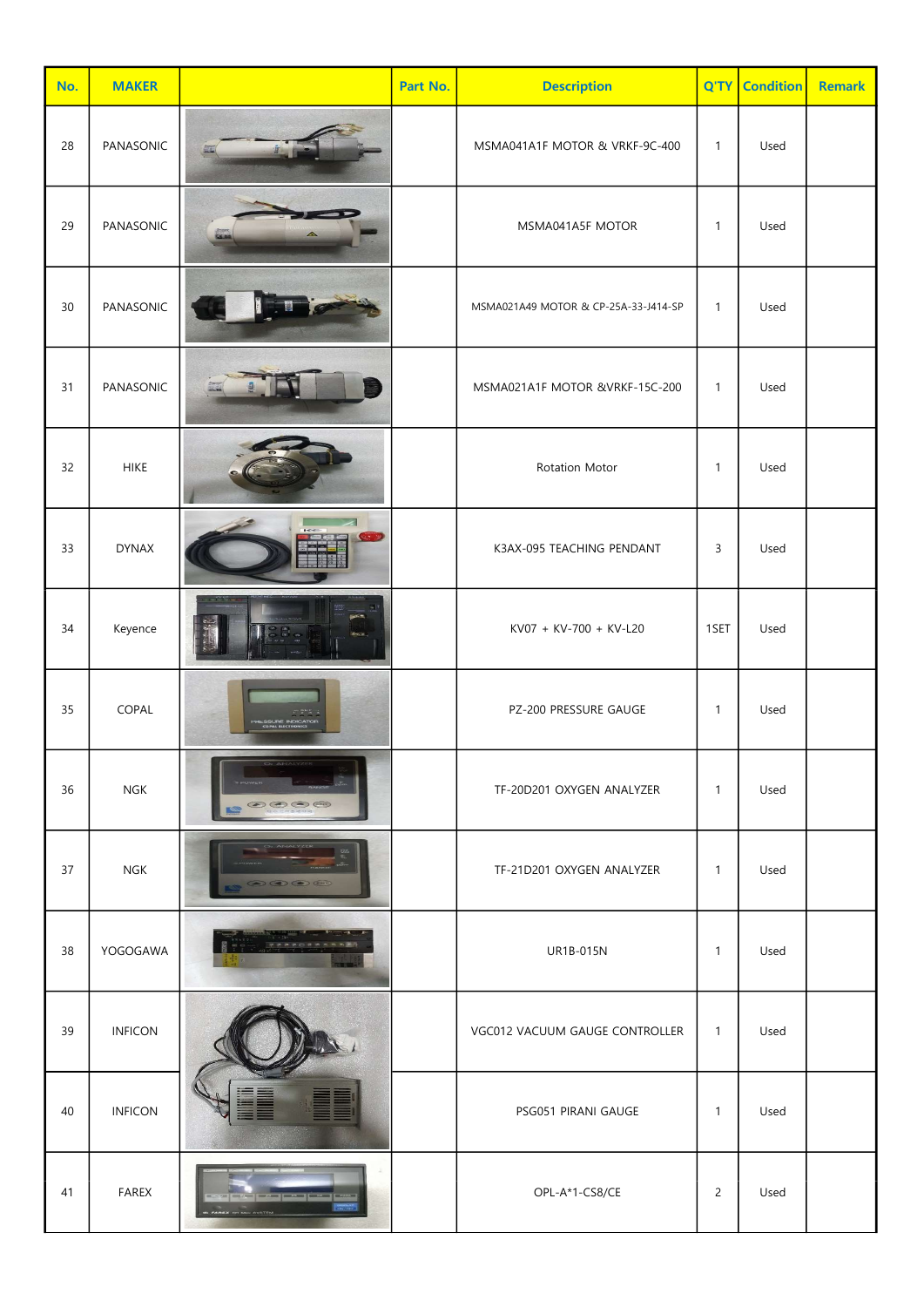| No. | MAKER | | Part No. | Description | Q'TY | Condition | Remark |
|---|---|---|---|---|---|---|---|
| 28 | PANASONIC | | | MSMA041A1F MOTOR & VRKF-9C-400 | 1 | Used | |
| 29 | PANASONIC | | | MSMA041A5F MOTOR | 1 | Used | |
| 30 | PANASONIC | | | MSMA021A49 MOTOR & CP-25A-33-J414-SP | 1 | Used | |
| 31 | PANASONIC | | | MSMA021A1F MOTOR &VRKF-15C-200 | 1 | Used | |
| 32 | HIKE | | | Rotation Motor | 1 | Used | |
| 33 | DYNAX | | | K3AX-095 TEACHING PENDANT | 3 | Used | |
| 34 | Keyence | | | KV07 + KV-700 + KV-L20 | 1SET | Used | |
| 35 | COPAL | | | PZ-200 PRESSURE GAUGE | 1 | Used | |
| 36 | NGK | | | TF-20D201 OXYGEN ANALYZER | 1 | Used | |
| 37 | NGK | | | TF-21D201 OXYGEN ANALYZER | 1 | Used | |
| 38 | YOGOGAWA | | | UR1B-015N | 1 | Used | |
| 39 | INFICON | | | VGC012 VACUUM GAUGE CONTROLLER | 1 | Used | |
| 40 | INFICON | | | PSG051 PIRANI GAUGE | 1 | Used | |
| 41 | FAREX | | | OPL-A*1-CS8/CE | 2 | Used | |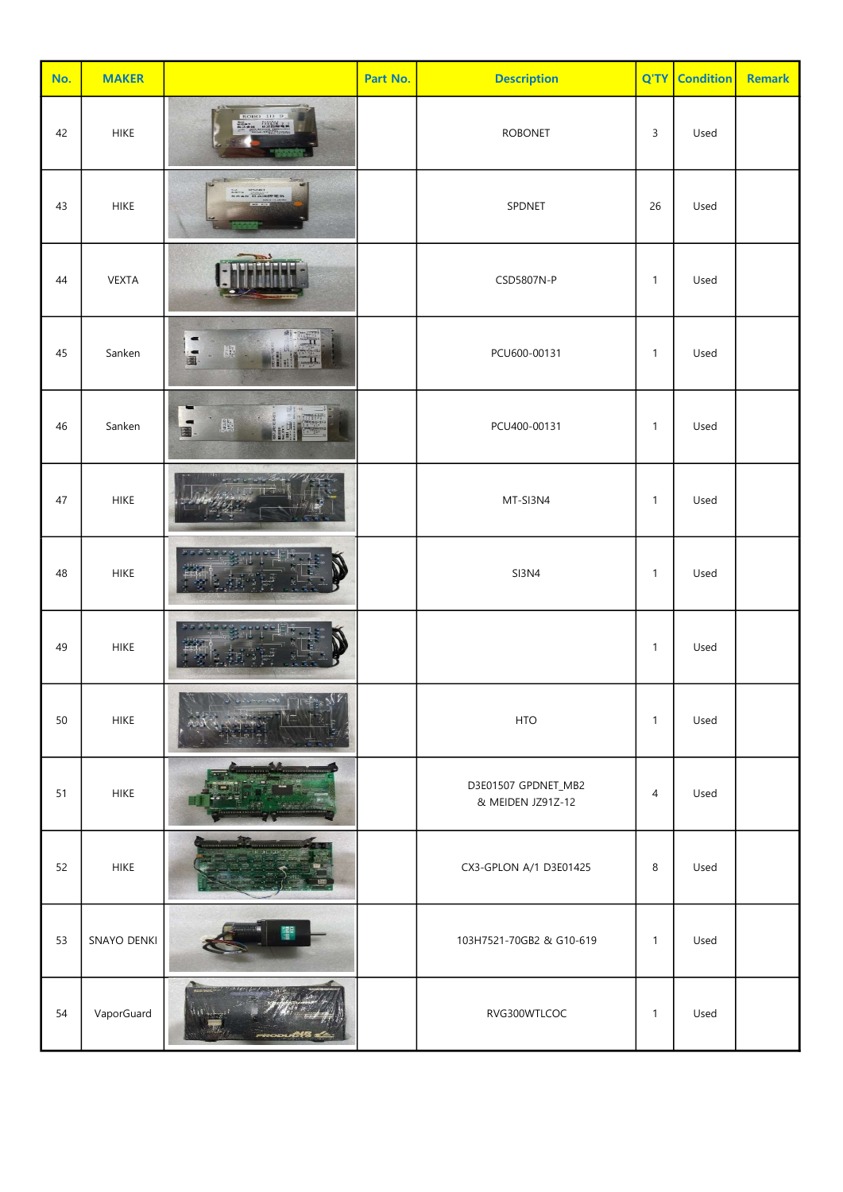| No. | MAKER | | Part No. | Description | Q'TY | Condition | Remark |
|---|---|---|---|---|---|---|---|
| 42 | HIKE | | | ROBONET | 3 | Used | |
| 43 | HIKE | | | SPDNET | 26 | Used | |
| 44 | VEXTA | | | CSD5807N-P | 1 | Used | |
| 45 | Sanken | | | PCU600-00131 | 1 | Used | |
| 46 | Sanken | | | PCU400-00131 | 1 | Used | |
| 47 | HIKE | | | MT-SI3N4 | 1 | Used | |
| 48 | HIKE | | | SI3N4 | 1 | Used | |
| 49 | HIKE | | | | 1 | Used | |
| 50 | HIKE | | | HTO | 1 | Used | |
| 51 | HIKE | | | D3E01507 GPDNET_MB2 & MEIDEN JZ91Z-12 | 4 | Used | |
| 52 | HIKE | | | CX3-GPLON A/1 D3E01425 | 8 | Used | |
| 53 | SNAYO DENKI | | | 103H7521-70GB2 & G10-619 | 1 | Used | |
| 54 | VaporGuard | | | RVG300WTLCOC | 1 | Used | |